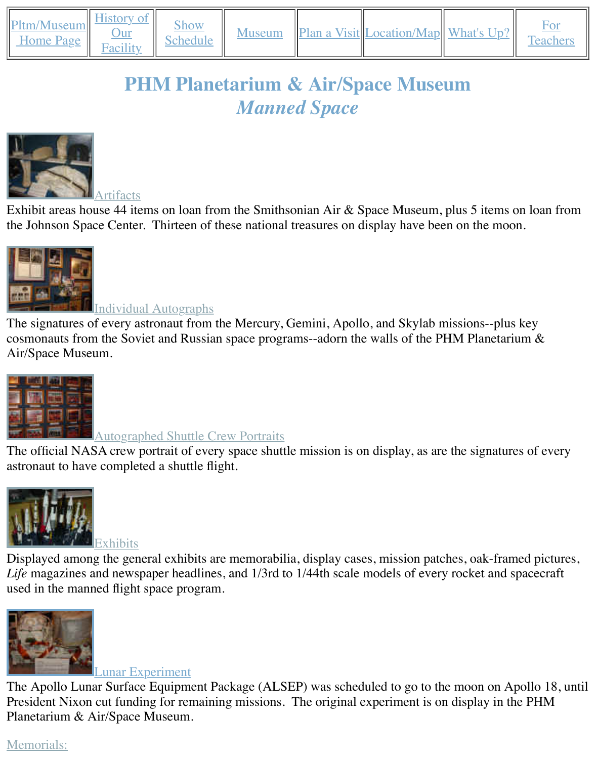| Pltm/Museum Home Page | History of Our Facility | Show Schedule | Museum | Plan a Visit | Location/Map | What's Up? | For Teachers |
|---|---|---|---|---|---|---|---|

# PHM Planetarium & Air/Space Museum

## *Manned Space*

Artifacts

Exhibit areas house 44 items on loan from the Smithsonian Air & Space Museum, plus 5 items on loan from the Johnson Space Center. Thirteen of these national treasures on display have been on the moon.

Individual Autographs

The signatures of every astronaut from the Mercury, Gemini, Apollo, and Skylab missions--plus key cosmonauts from the Soviet and Russian space programs--adorn the walls of the PHM Planetarium & Air/Space Museum.

Autographed Shuttle Crew Portraits

The official NASA crew portrait of every space shuttle mission is on display, as are the signatures of every astronaut to have completed a shuttle flight.

Exhibits

Displayed among the general exhibits are memorabilia, display cases, mission patches, oak-framed pictures, *Life* magazines and newspaper headlines, and 1/3rd to 1/44th scale models of every rocket and spacecraft used in the manned flight space program.

Lunar Experiment

The Apollo Lunar Surface Equipment Package (ALSEP) was scheduled to go to the moon on Apollo 18, until President Nixon cut funding for remaining missions. The original experiment is on display in the PHM Planetarium & Air/Space Museum.

Memorials: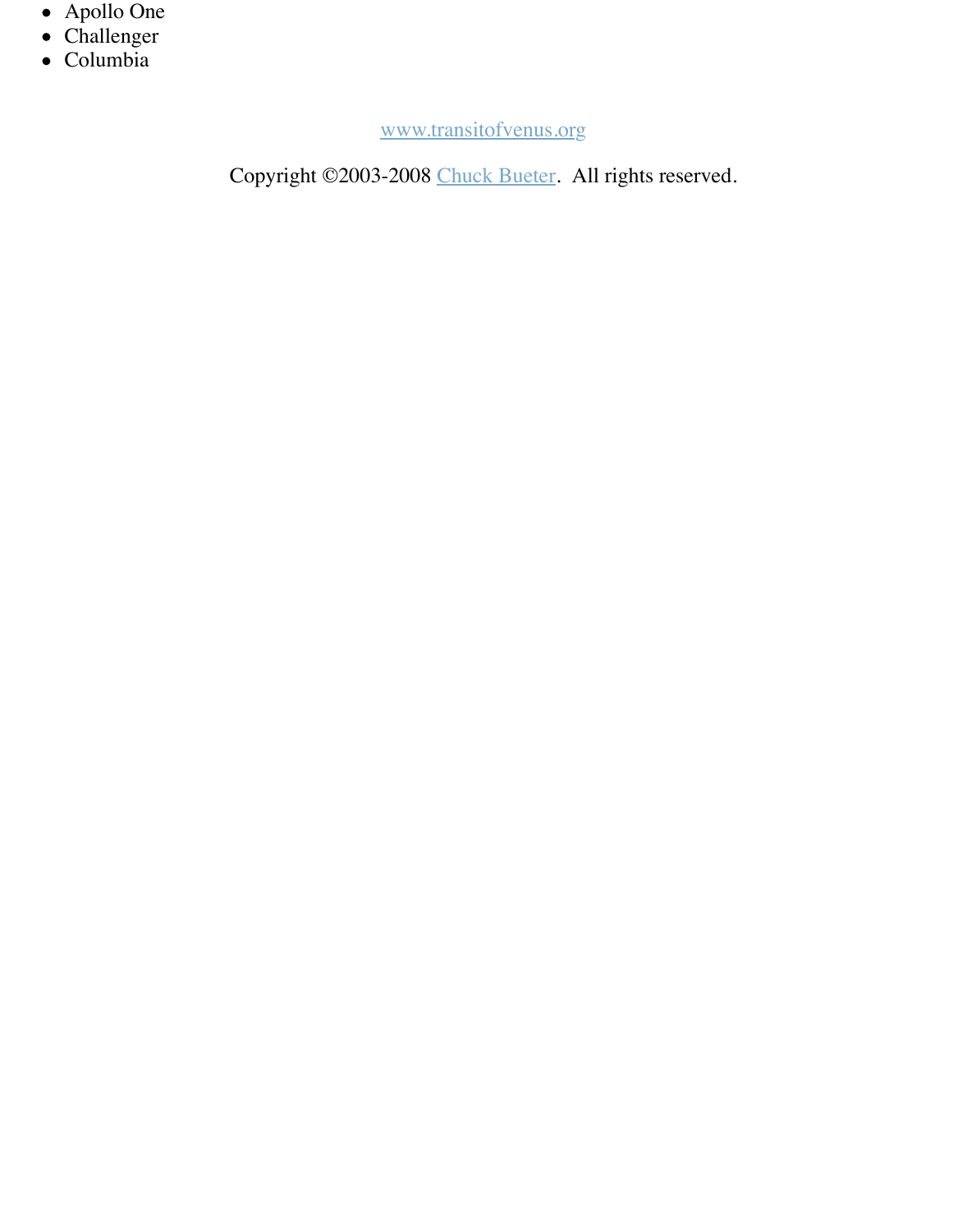- Apollo One
- Challenger
- Columbia

www.transitofvenus.org

Copyright ©2003-2008 Chuck Bueter.  All rights reserved.